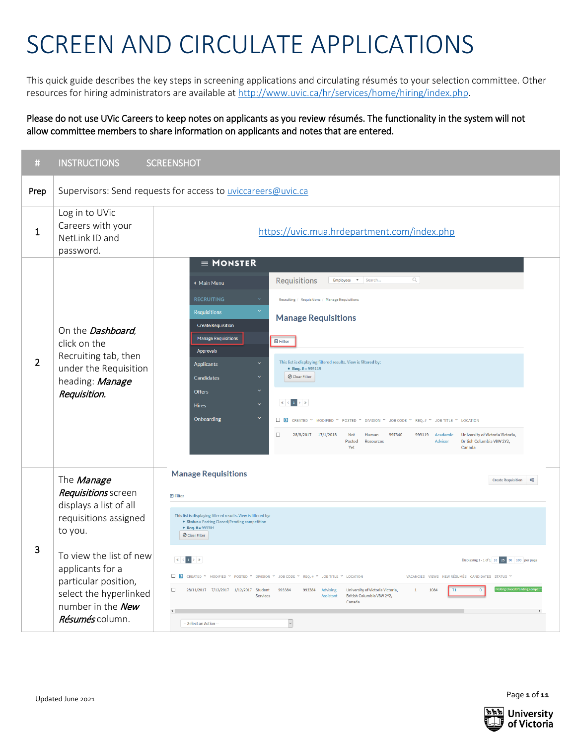# SCREEN AND CIRCULATE APPLICATIONS

This quick guide describes the key steps in screening applications and circulating résumés to your selection committee. Other resources for hiring administrators are available at http://www.uvic.ca/hr/services/home/hiring/index.php.

**Please do not use UVic Careers to keep notes on applicants as you review résumés. The functionality in the system will not allow committee members to share information on applicants and notes that are entered.**

| # | INSTRUCTIONS | SCREENSHOT |
|---|---|---|
| Prep | Supervisors: Send requests for access to uviccareers@uvic.ca | |
| 1 | Log in to UVic Careers with your NetLink ID and password. | https://uvic.mua.hrdepartment.com/index.php |
| 2 | On the *Dashboard*, click on the Recruiting tab, then under the Requisition heading: *Manage Requisition.* | |
| 3 | The *Manage Requisitions* screen displays a list of all requisitions assigned to you.<br><br>To view the list of new applicants for a particular position, select the hyperlinked number in the *New Résumés* column. | |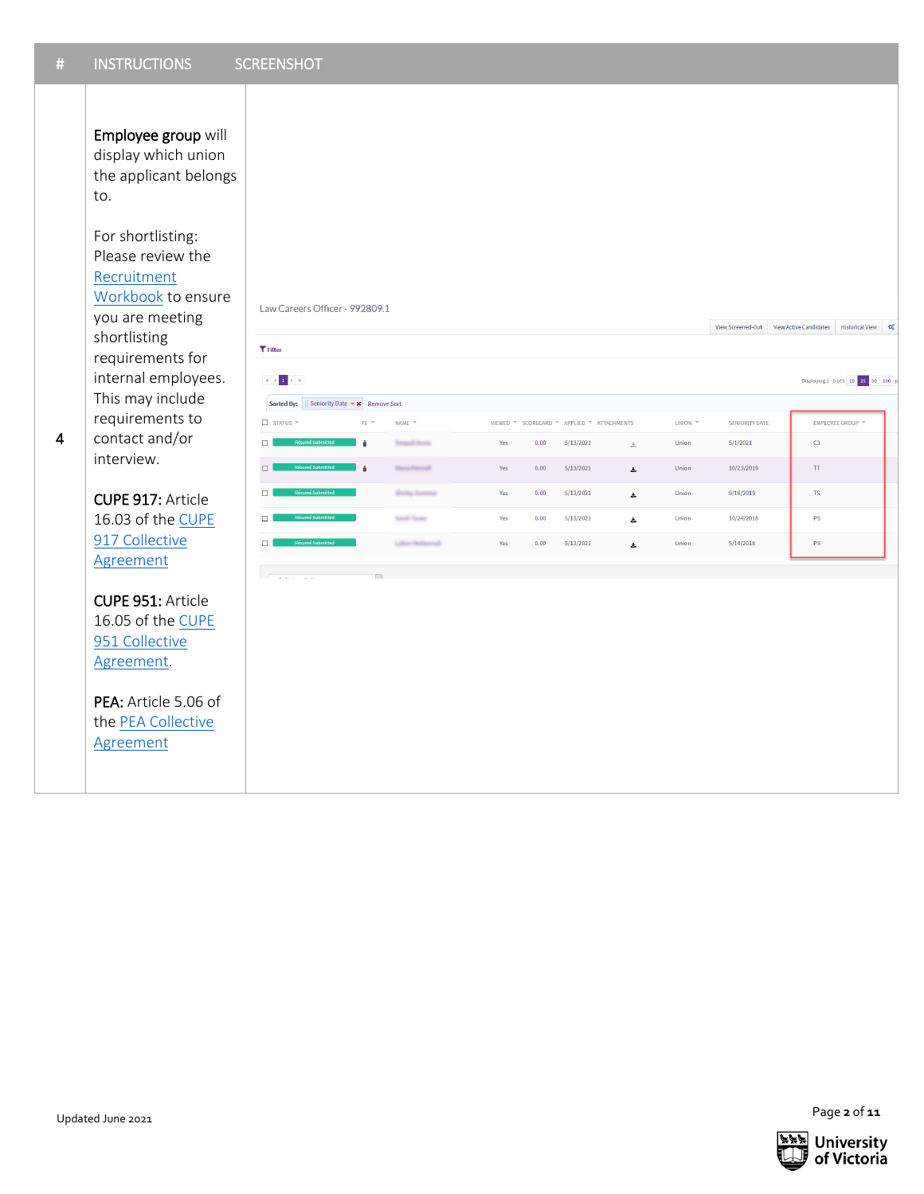| # | INSTRUCTIONS | SCREENSHOT |
|---|---|---|
| 4 | **Employee group** will display which union the applicant belongs to.<br><br>For shortlisting: Please review the Recruitment Workbook to ensure you are meeting shortlisting requirements for internal employees. This may include requirements to contact and/or interview.<br><br>**CUPE 917:** Article 16.03 of the CUPE 917 Collective Agreement<br><br>**CUPE 951:** Article 16.05 of the CUPE 951 Collective Agreement.<br><br>**PEA:** Article 5.06 of the PEA Collective Agreement | |

Updated June 2021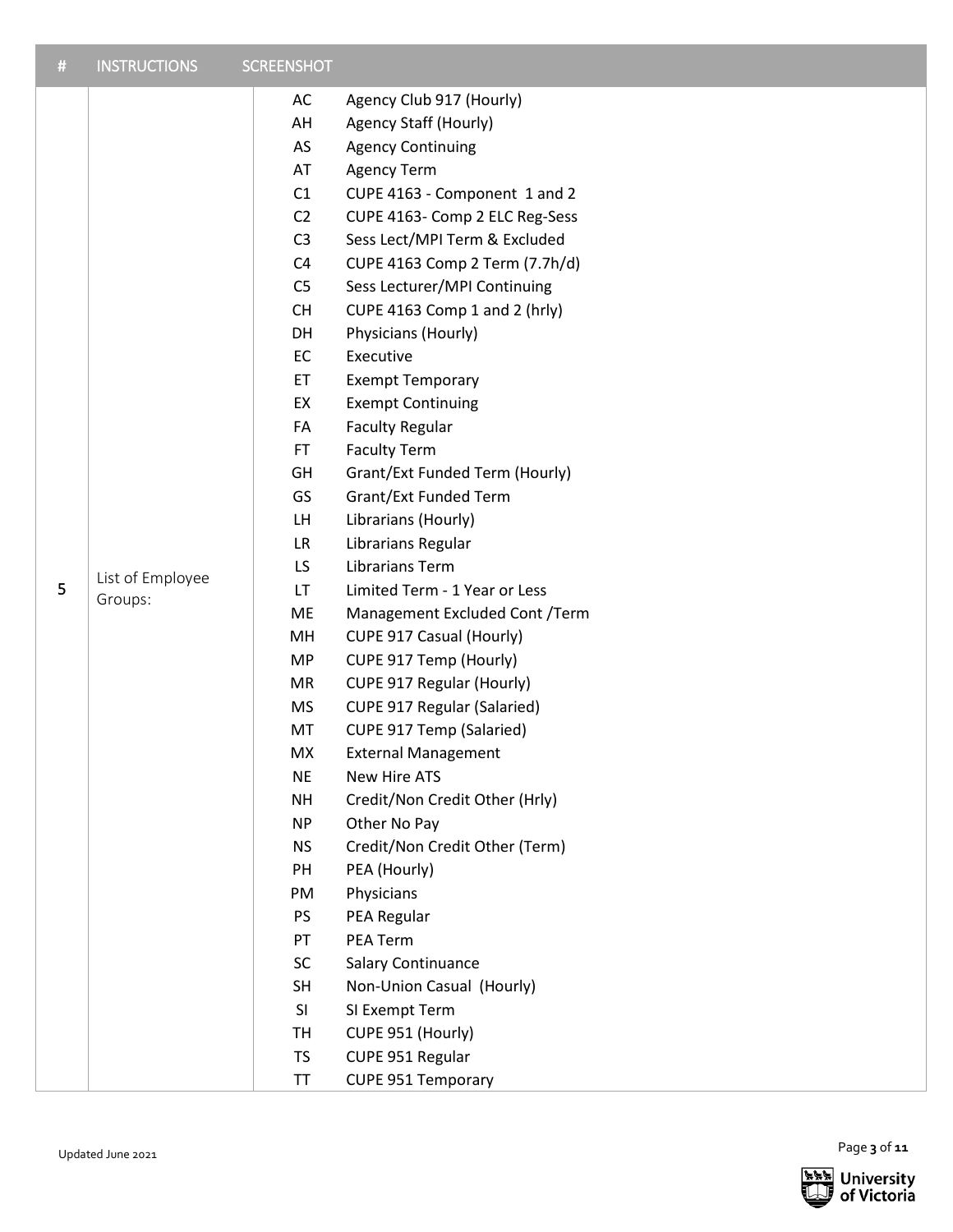| # | INSTRUCTIONS | SCREENSHOT | |
|---|---|---|---|
| 5 | List of Employee Groups: | AC | Agency Club 917 (Hourly) |
| | | AH | Agency Staff (Hourly) |
| | | AS | Agency Continuing |
| | | AT | Agency Term |
| | | C1 | CUPE 4163 - Component 1 and 2 |
| | | C2 | CUPE 4163- Comp 2 ELC Reg-Sess |
| | | C3 | Sess Lect/MPI Term & Excluded |
| | | C4 | CUPE 4163 Comp 2 Term (7.7h/d) |
| | | C5 | Sess Lecturer/MPI Continuing |
| | | CH | CUPE 4163 Comp 1 and 2 (hrly) |
| | | DH | Physicians (Hourly) |
| | | EC | Executive |
| | | ET | Exempt Temporary |
| | | EX | Exempt Continuing |
| | | FA | Faculty Regular |
| | | FT | Faculty Term |
| | | GH | Grant/Ext Funded Term (Hourly) |
| | | GS | Grant/Ext Funded Term |
| | | LH | Librarians (Hourly) |
| | | LR | Librarians Regular |
| | | LS | Librarians Term |
| | | LT | Limited Term - 1 Year or Less |
| | | ME | Management Excluded Cont /Term |
| | | MH | CUPE 917 Casual (Hourly) |
| | | MP | CUPE 917 Temp (Hourly) |
| | | MR | CUPE 917 Regular (Hourly) |
| | | MS | CUPE 917 Regular (Salaried) |
| | | MT | CUPE 917 Temp (Salaried) |
| | | MX | External Management |
| | | NE | New Hire ATS |
| | | NH | Credit/Non Credit Other (Hrly) |
| | | NP | Other No Pay |
| | | NS | Credit/Non Credit Other (Term) |
| | | PH | PEA (Hourly) |
| | | PM | Physicians |
| | | PS | PEA Regular |
| | | PT | PEA Term |
| | | SC | Salary Continuance |
| | | SH | Non-Union Casual (Hourly) |
| | | SI | SI Exempt Term |
| | | TH | CUPE 951 (Hourly) |
| | | TS | CUPE 951 Regular |
| | | TT | CUPE 951 Temporary |

Updated June 2021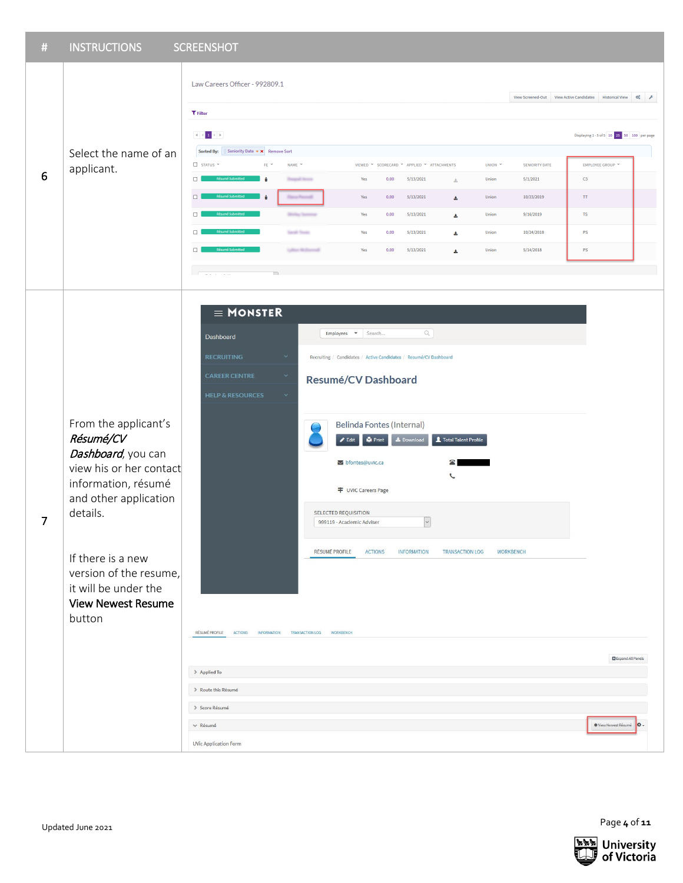| # | INSTRUCTIONS | SCREENSHOT |
|---|---|---|
| 6 | Select the name of an applicant. | |
| 7 | From the applicant's ***Résumé/CV Dashboard***, you can view his or her contact information, résumé and other application details.<br><br>If there is a new version of the resume, it will be under the **View Newest Resume** button | |

Updated June 2021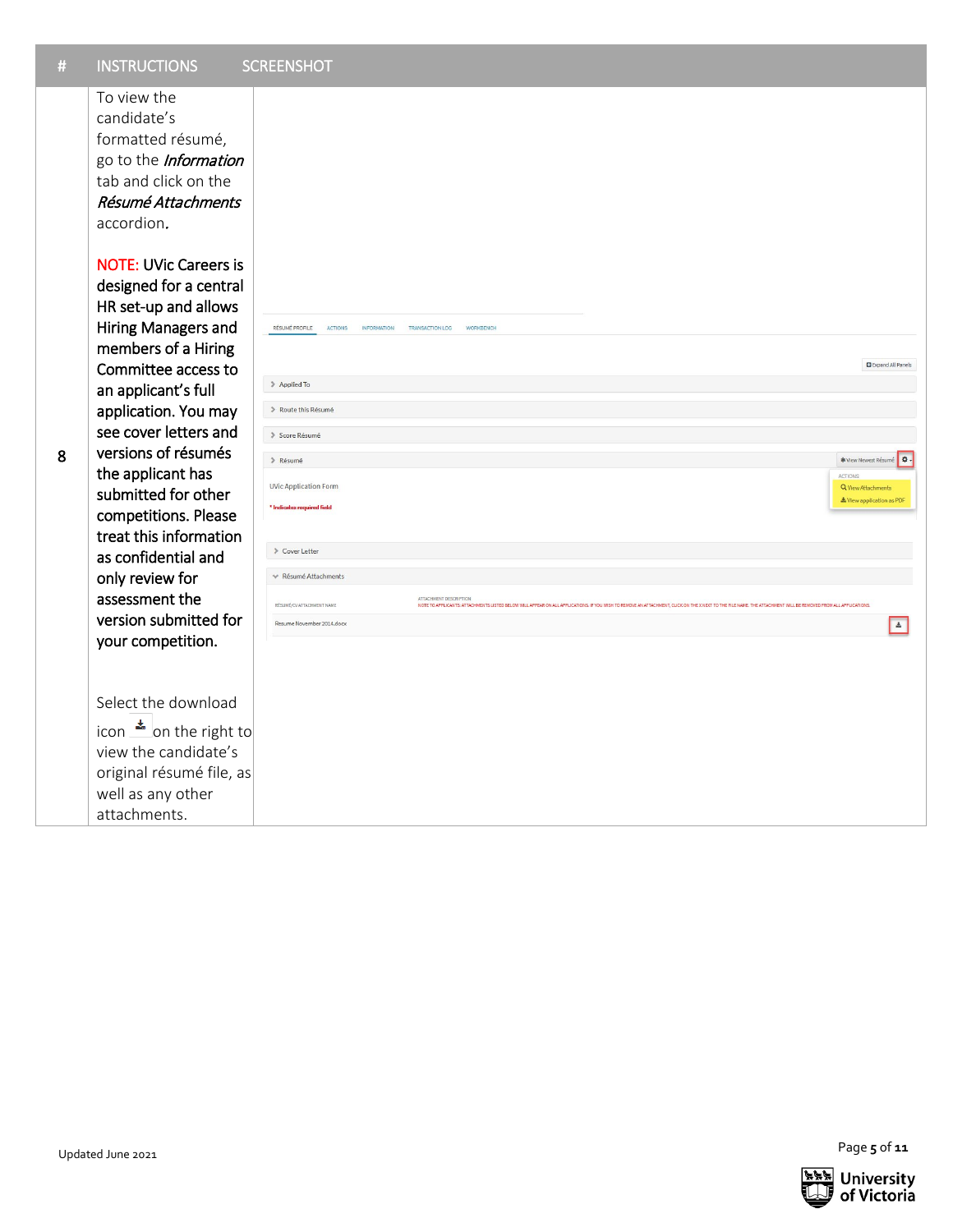| # | INSTRUCTIONS | SCREENSHOT |
|---|---|---|
| 8 | To view the candidate's formatted résumé, go to the ***Information*** tab and click on the ***Résumé Attachments*** accordion.<br><br>NOTE: UVic Careers is designed for a central HR set-up and allows Hiring Managers and members of a Hiring Committee access to an applicant's full application. You may see cover letters and versions of résumés the applicant has submitted for other competitions. Please treat this information as confidential and only review for assessment the version submitted for your competition.<br><br>Select the download icon on the right to view the candidate's original résumé file, as well as any other attachments. | |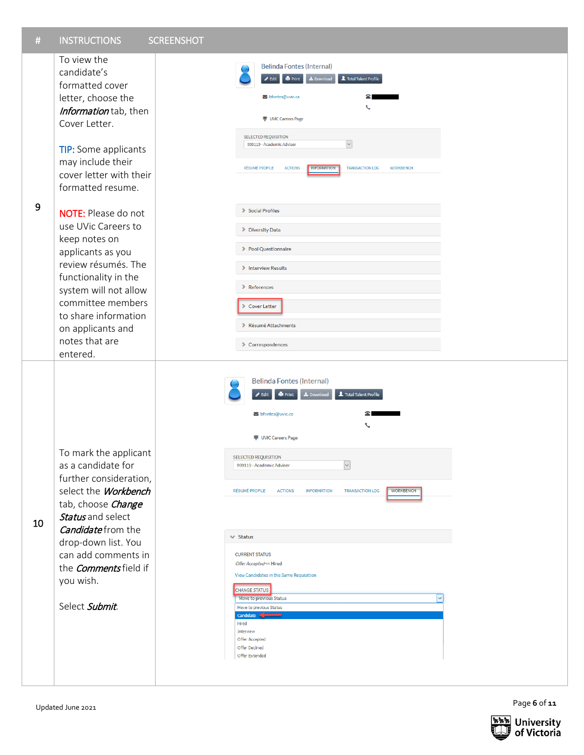| # | INSTRUCTIONS | SCREENSHOT |
|---|---|---|
| 9 | To view the candidate's formatted cover letter, choose the *Information* tab, then Cover Letter.<br><br>TIP: Some applicants may include their cover letter with their formatted resume.<br><br>NOTE: Please do not use UVic Careers to keep notes on applicants as you review résumés. The functionality in the system will not allow committee members to share information on applicants and notes that are entered. | |
| 10 | To mark the applicant as a candidate for further consideration, select the *Workbench* tab, choose *Change Status* and select *Candidate* from the drop-down list. You can add comments in the *Comments* field if you wish.<br><br>Select *Submit*. | |

Updated June 2021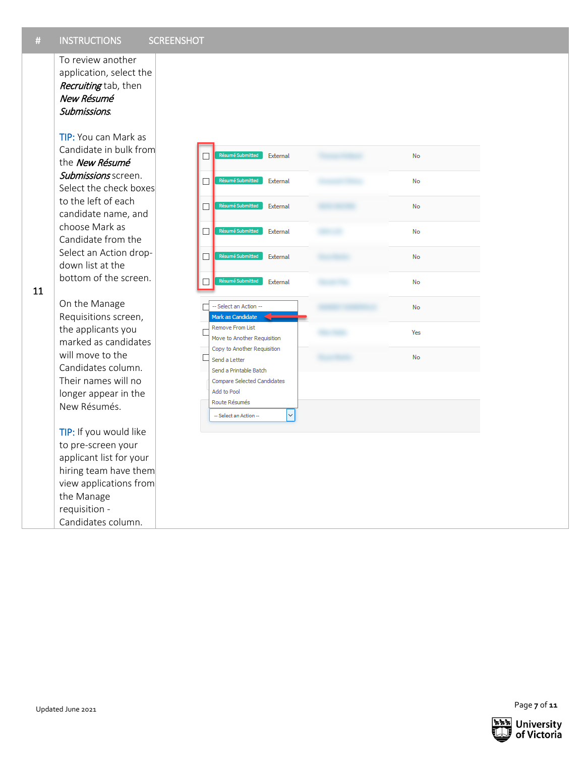| # | INSTRUCTIONS | SCREENSHOT |
|---|---|---|
| 11 | To review another application, select the ***Recruiting*** tab, then ***New Résumé Submissions***.<br><br>TIP: You can Mark as Candidate in bulk from the ***New Résumé Submissions*** screen. Select the check boxes to the left of each candidate name, and choose Mark as Candidate from the Select an Action drop-down list at the bottom of the screen.<br><br>On the Manage Requisitions screen, the applicants you marked as candidates will move to the Candidates column. Their names will no longer appear in the New Résumés.<br><br>TIP: If you would like to pre-screen your applicant list for your hiring team have them view applications from the Manage requisition - Candidates column. | |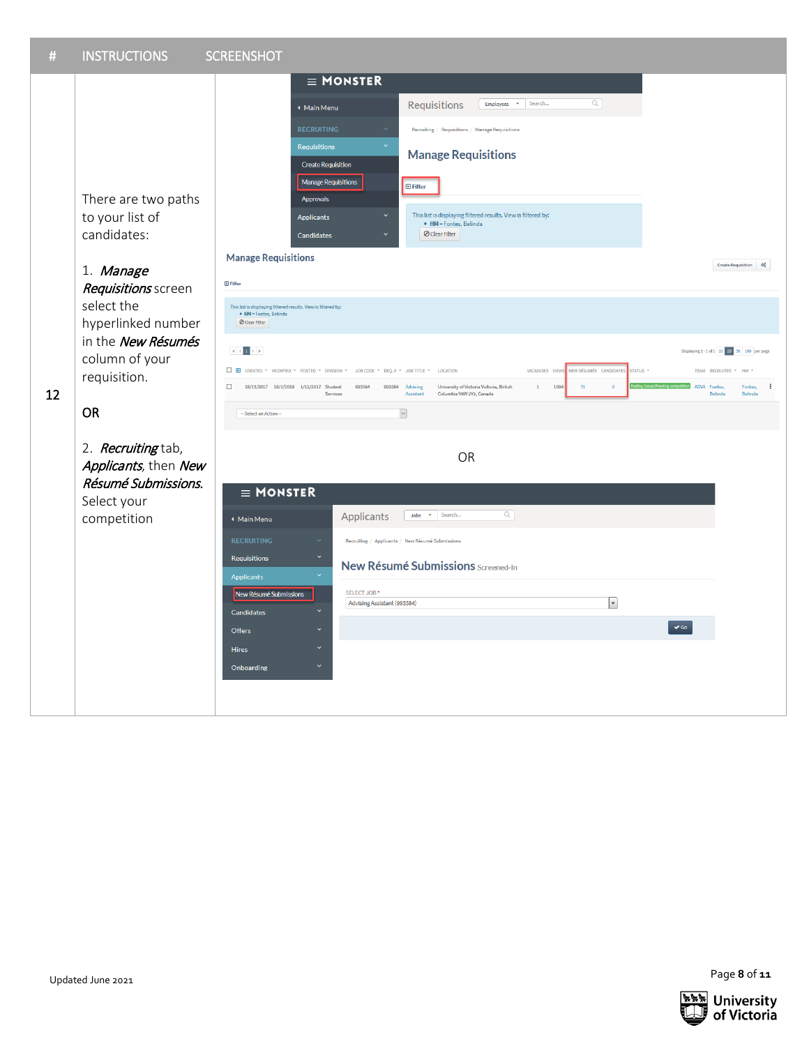| # | INSTRUCTIONS | SCREENSHOT |
|---|---|---|
| 12 | There are two paths to your list of candidates:<br><br>1. ***Manage Requisitions*** screen select the hyperlinked number in the ***New Résumés*** column of your requisition.<br><br>OR<br><br>2. ***Recruiting*** tab, ***Applicants***, then ***New Résumé Submissions***. Select your competition | OR |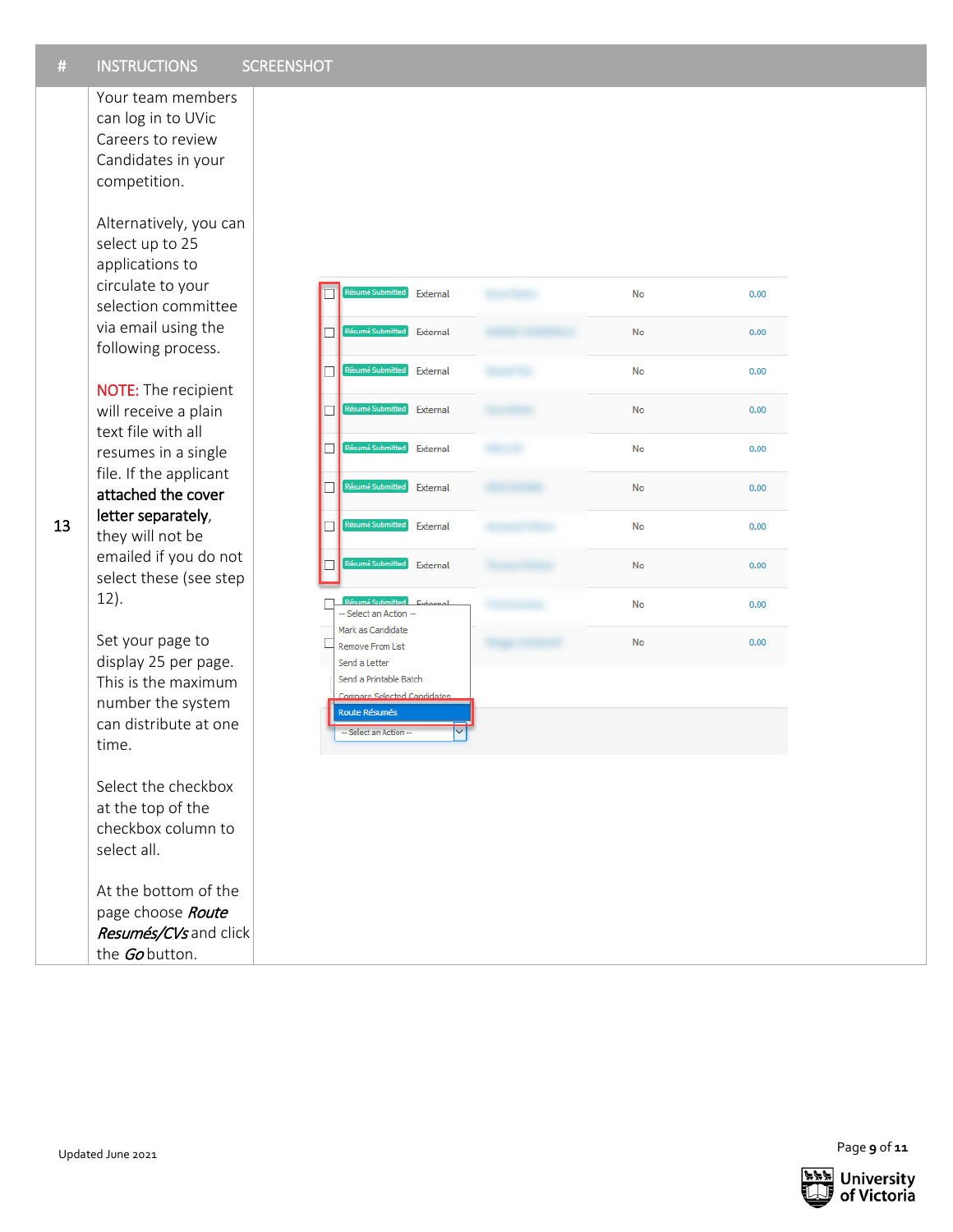| # | INSTRUCTIONS | SCREENSHOT |
|---|---|---|
| 13 | Your team members can log in to UVic Careers to review Candidates in your competition.<br><br>Alternatively, you can select up to 25 applications to circulate to your selection committee via email using the following process.<br><br>NOTE: The recipient will receive a plain text file with all resumes in a single file. If the applicant **attached the cover letter separately**, they will not be emailed if you do not select these (see step 12).<br><br>Set your page to display 25 per page. This is the maximum number the system can distribute at one time.<br><br>Select the checkbox at the top of the checkbox column to select all.<br><br>At the bottom of the page choose *Route Resumés/CVs* and click the *Go* button. | |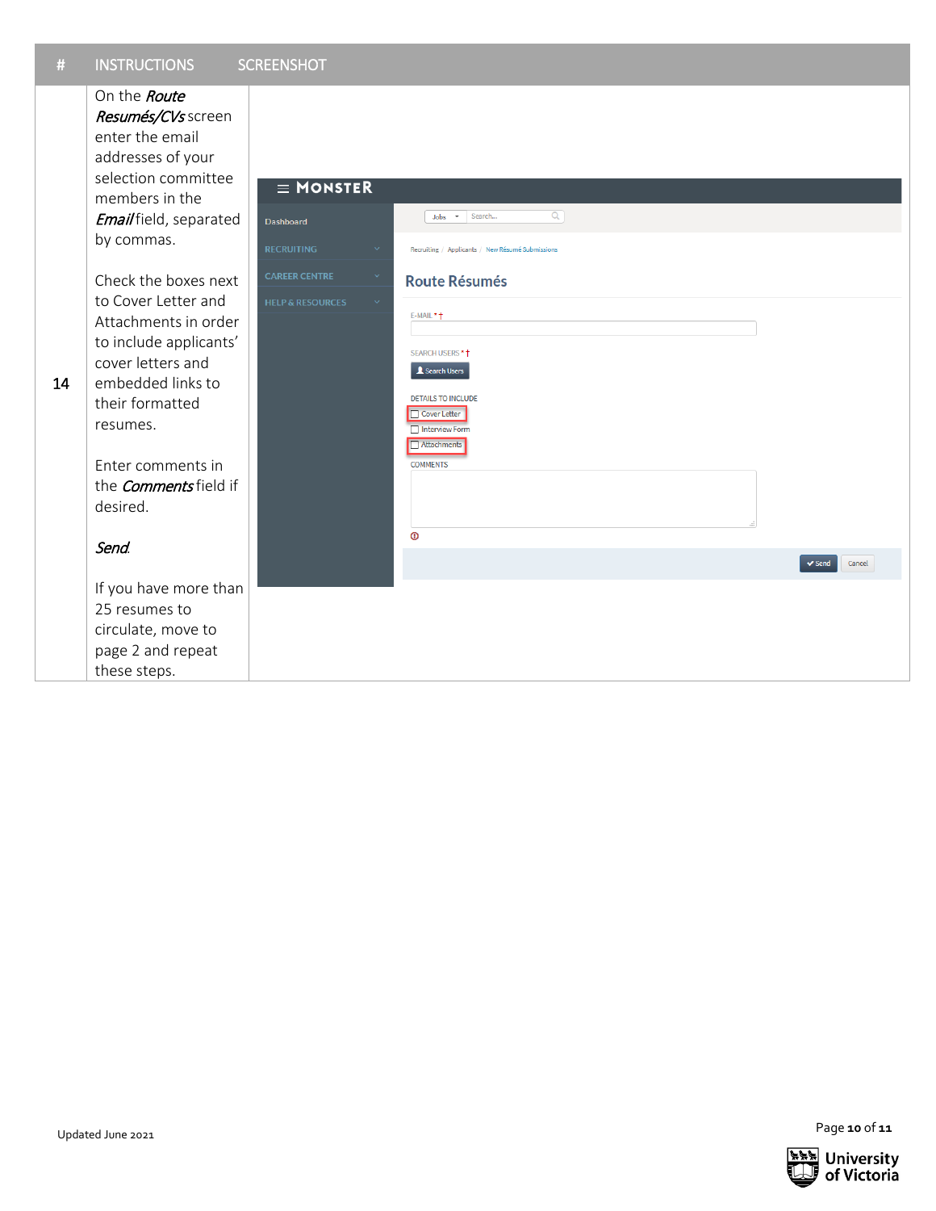| # | INSTRUCTIONS | SCREENSHOT |
|---|---|---|
| 14 | On the *Route Resumés/CVs* screen enter the email addresses of your selection committee members in the *Email* field, separated by commas.<br><br>Check the boxes next to Cover Letter and Attachments in order to include applicants' cover letters and embedded links to their formatted resumes.<br><br>Enter comments in the *Comments* field if desired.<br><br>*Send*.<br><br>If you have more than 25 resumes to circulate, move to page 2 and repeat these steps. | |

Updated June 2021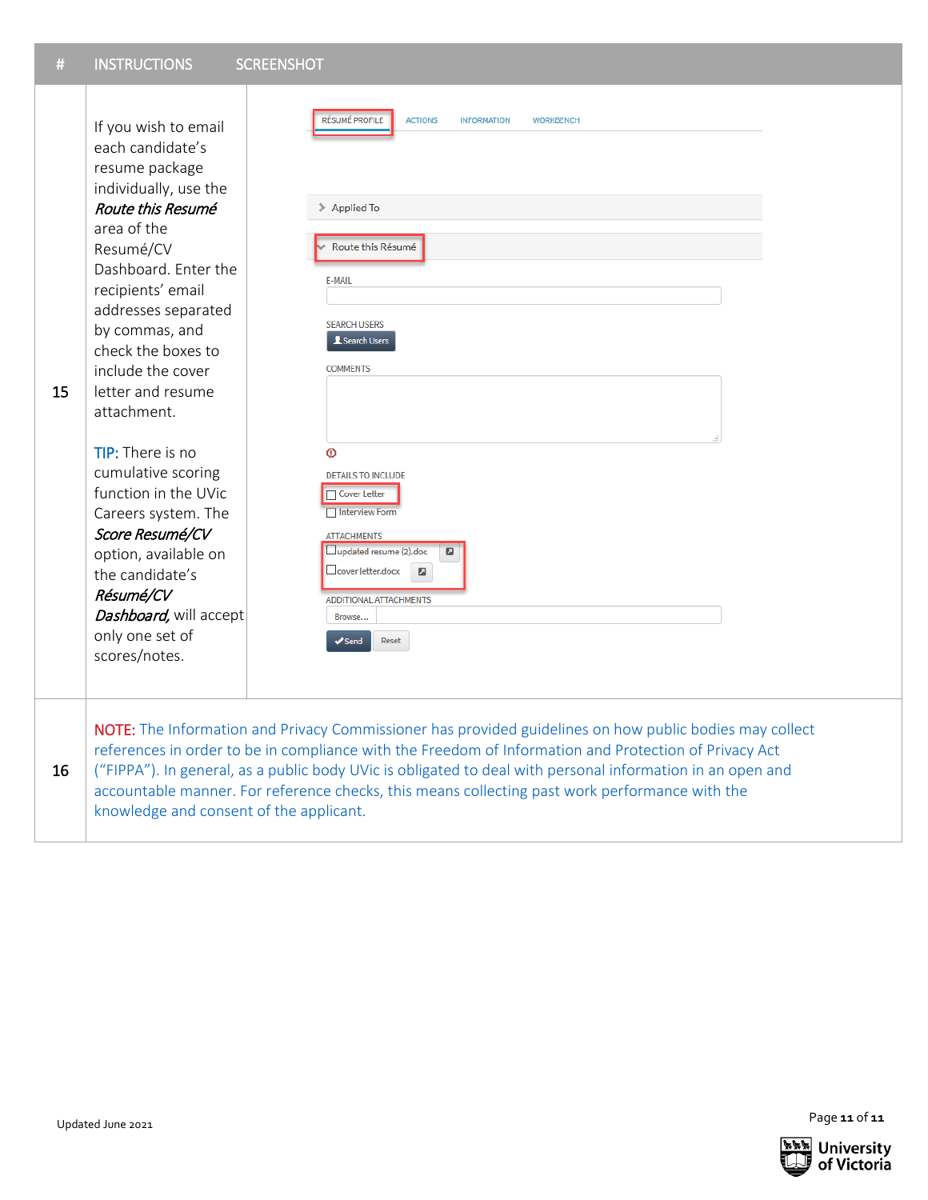| # | INSTRUCTIONS | SCREENSHOT |
|---|---|---|
| 15 | If you wish to email each candidate's resume package individually, use the ***Route this Resumé*** area of the Resumé/CV Dashboard. Enter the recipients' email addresses separated by commas, and check the boxes to include the cover letter and resume attachment.<br><br>TIP: There is no cumulative scoring function in the UVic Careers system. The ***Score Resumé/CV*** option, available on the candidate's ***Résumé/CV Dashboard,*** will accept only one set of scores/notes. | RÉSUMÉ PROFILE ACTIONS INFORMATION WORKBENCH<br>Applied To<br>Route this Résumé<br>E-MAIL<br>SEARCH USERS<br>Search Users<br>COMMENTS<br>DETAILS TO INCLUDE<br>Cover Letter<br>Interview Form<br>ATTACHMENTS<br>updated resume (2).doc<br>cover letter.docx<br>ADDITIONAL ATTACHMENTS<br>Browse...<br>Send Reset |
| 16 | NOTE: The Information and Privacy Commissioner has provided guidelines on how public bodies may collect references in order to be in compliance with the Freedom of Information and Protection of Privacy Act ("FIPPA"). In general, as a public body UVic is obligated to deal with personal information in an open and accountable manner. For reference checks, this means collecting past work performance with the knowledge and consent of the applicant. | |

Updated June 2021